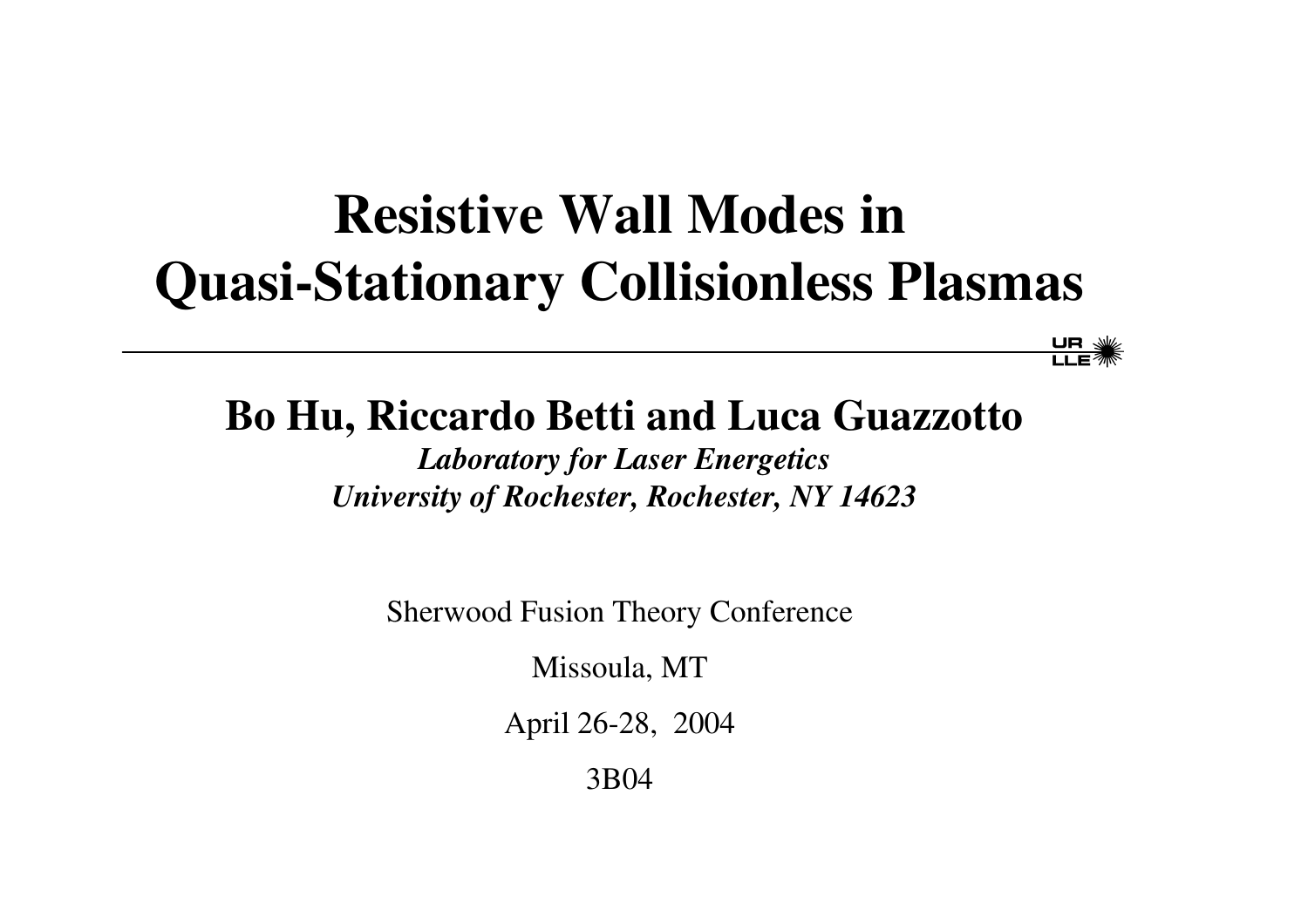# Resistive Wall Modes in Quasi-Stationary Collisionless Plasmas

UR LLE

**Bo Hu, Riccardo Betti and Luca Guazzotto**

***Laboratory for Laser Energetics***
***University of Rochester, Rochester, NY 14623***

Sherwood Fusion Theory Conference

Missoula, MT

April 26-28, 2004

3B04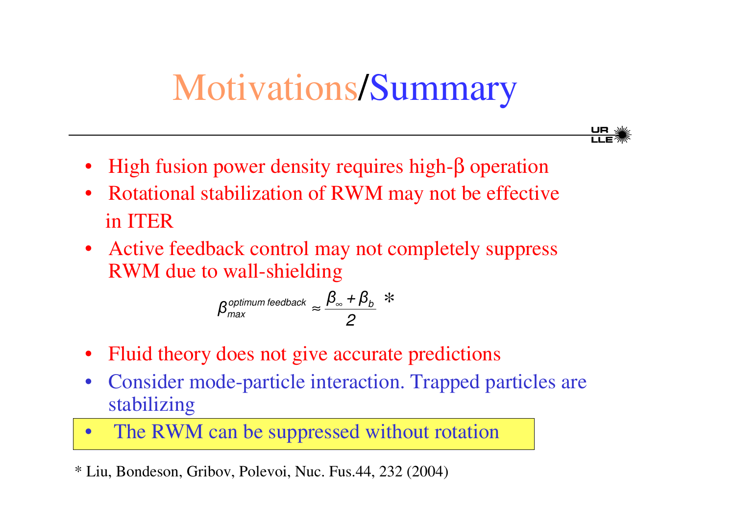# Motivations/Summary

- High fusion power density requires high-$\beta$ operation
- Rotational stabilization of RWM may not be effective in ITER
- Active feedback control may not completely suppress RWM due to wall-shielding

$$\beta_{max}^{optimum\ feedback} \approx \frac{\beta_{\infty} + \beta_b}{2} \ *$$

- Fluid theory does not give accurate predictions
- Consider mode-particle interaction. Trapped particles are stabilizing
- The RWM can be suppressed without rotation

\* Liu, Bondeson, Gribov, Polevoi, Nuc. Fus.44, 232 (2004)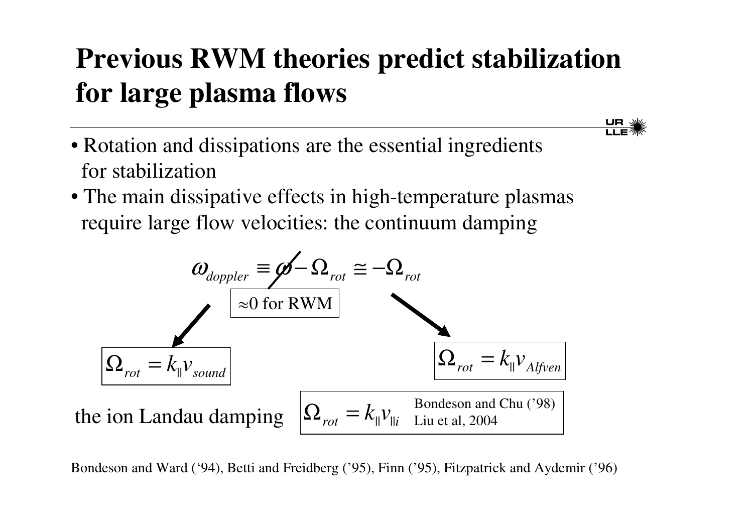# Previous RWM theories predict stabilization for large plasma flows

- Rotation and dissipations are the essential ingredients for stabilization
- The main dissipative effects in high-temperature plasmas require large flow velocities: the continuum damping

$$\omega_{doppler} \equiv \omega - \Omega_{rot} \cong -\Omega_{rot}$$

$\approx 0$ for RWM

$$\Omega_{rot} = k_{\parallel} v_{sound}$$

$$\Omega_{rot} = k_{\parallel} v_{Alfven}$$

the ion Landau damping

$$\Omega_{rot} = k_{\parallel} v_{\parallel i}$$

Bondeson and Chu ('98)
Liu et al, 2004

Bondeson and Ward ('94), Betti and Freidberg ('95), Finn ('95), Fitzpatrick and Aydemir ('96)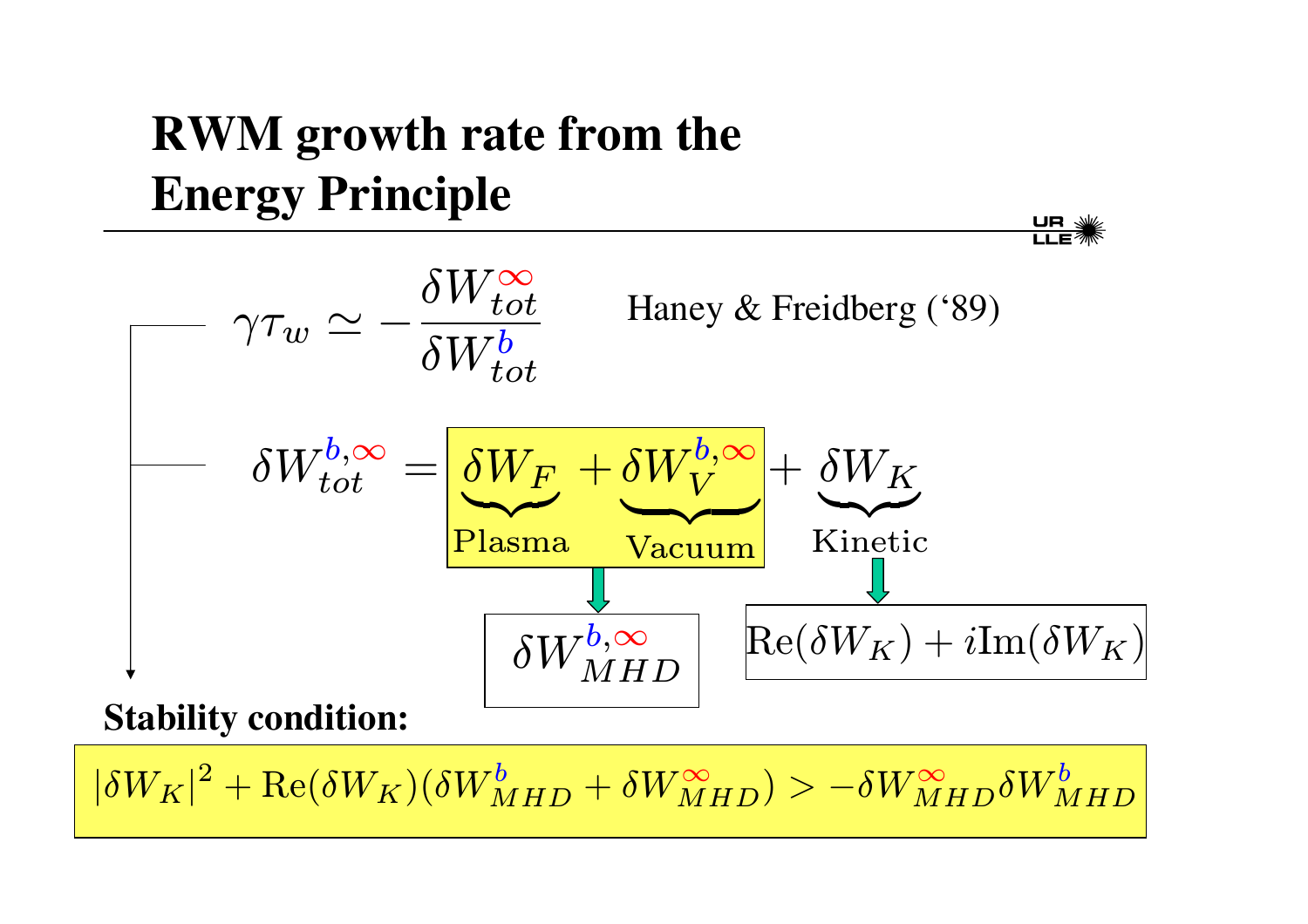# RWM growth rate from the Energy Principle

$$\gamma \tau_w \simeq -\frac{\delta W_{tot}^{\infty}}{\delta W_{tot}^{b}}$$

Haney & Freidberg (‘89)

$$\delta W_{tot}^{b,\infty} = \underbrace{\delta W_F}_{\text{Plasma}} + \underbrace{\delta W_V^{b,\infty}}_{\text{Vacuum}} + \underbrace{\delta W_K}_{\text{Kinetic}}$$

$$\delta W_F + \delta W_V^{b,\infty} \rightarrow \delta W_{MHD}^{b,\infty}$$

$$\delta W_K \rightarrow \mathrm{Re}(\delta W_K) + i\mathrm{Im}(\delta W_K)$$

**Stability condition:**

$$|\delta W_K|^2 + \mathrm{Re}(\delta W_K)(\delta W_{MHD}^{b} + \delta W_{MHD}^{\infty}) > -\delta W_{MHD}^{\infty} \delta W_{MHD}^{b}$$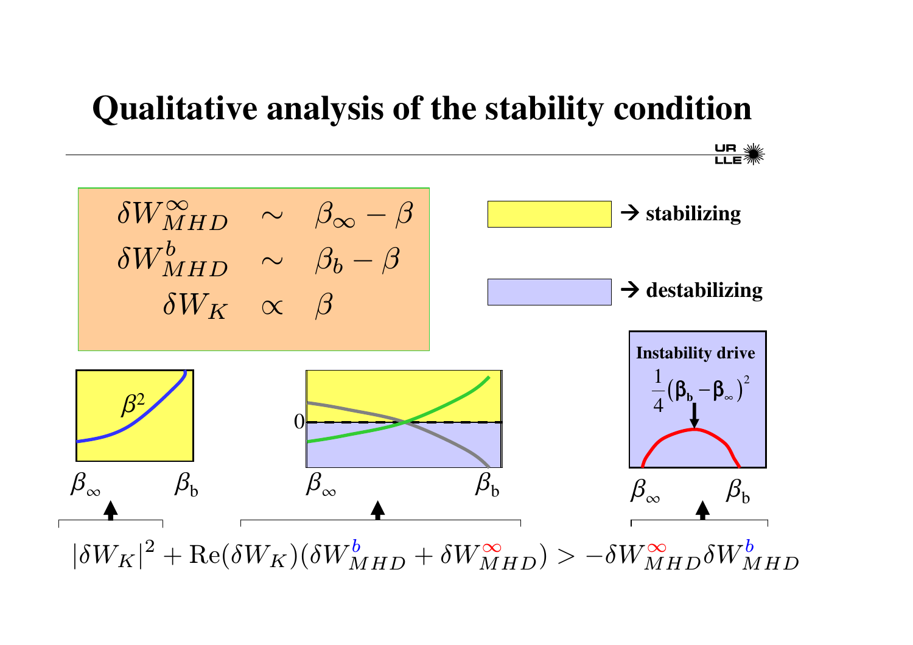# Qualitative analysis of the stability condition

$$
\begin{aligned}
\delta W^{\infty}_{MHD} &\sim \beta_{\infty} - \beta \\
\delta W^{b}_{MHD} &\sim \beta_{b} - \beta \\
\delta W_{K} &\propto \beta
\end{aligned}
$$

→ **stabilizing** (yellow)

→ **destabilizing** (blue)

$\beta^2$

$\beta_\infty$ $\beta_b$

0

$\beta_\infty$ $\beta_b$

**Instability drive**

$\frac{1}{4}(\beta_b - \beta_\infty)^2$

$\beta_\infty$ $\beta_b$

$$
|\delta W_K|^2 + \mathrm{Re}(\delta W_K)(\delta W^{b}_{MHD} + \delta W^{\infty}_{MHD}) > -\delta W^{\infty}_{MHD}\delta W^{b}_{MHD}
$$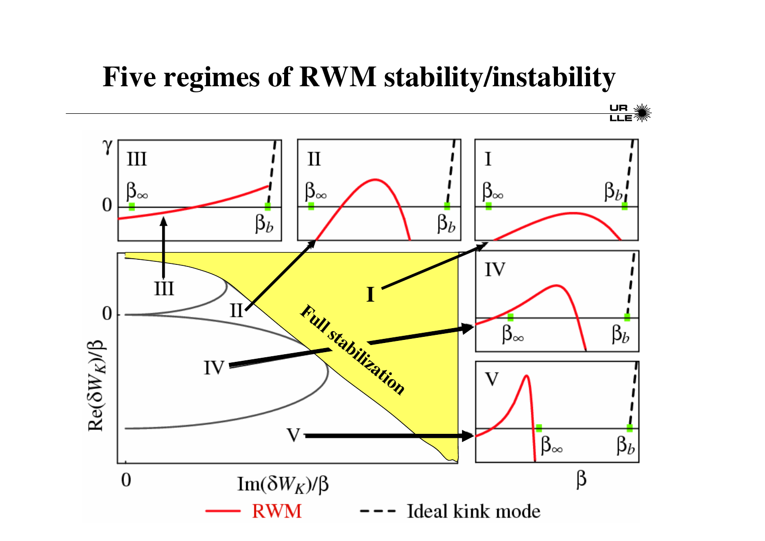# Five regimes of RWM stability/instability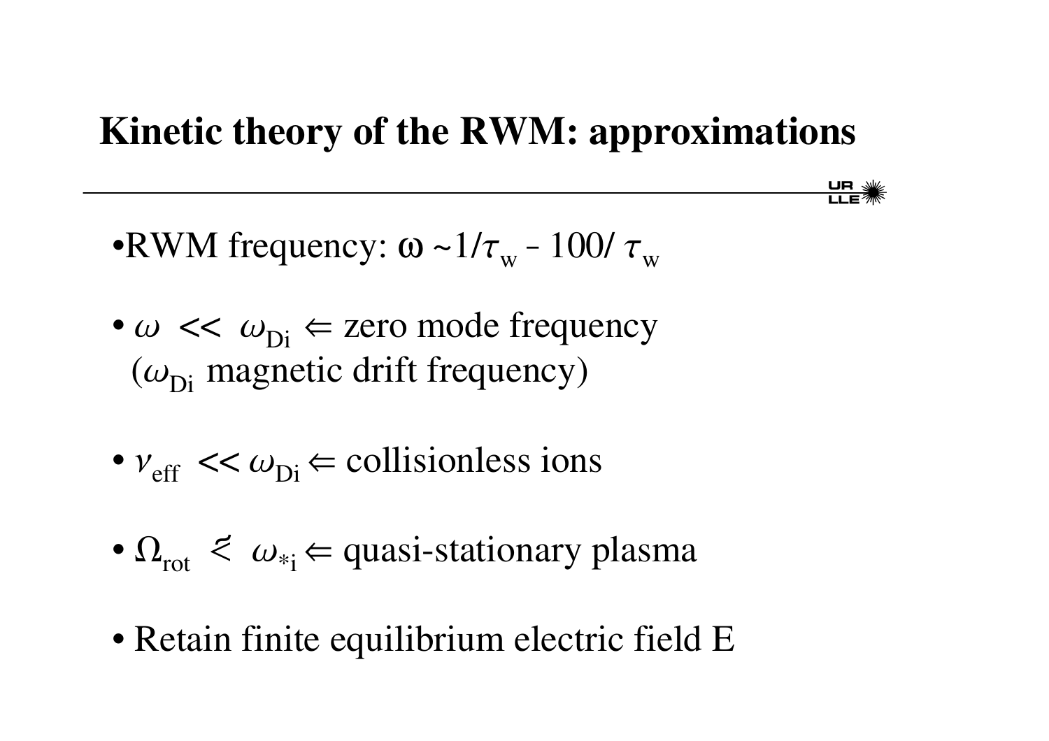# Kinetic theory of the RWM: approximations

- RWM frequency: $\omega \sim 1/\tau_w$ - $100/\tau_w$
- $\omega << \omega_{Di} \Leftarrow$ zero mode frequency
  ($\omega_{Di}$ magnetic drift frequency)
- $\nu_{eff} << \omega_{Di} \Leftarrow$ collisionless ions
- $\Omega_{rot} \lesssim \omega_{*i} \Leftarrow$ quasi-stationary plasma
- Retain finite equilibrium electric field E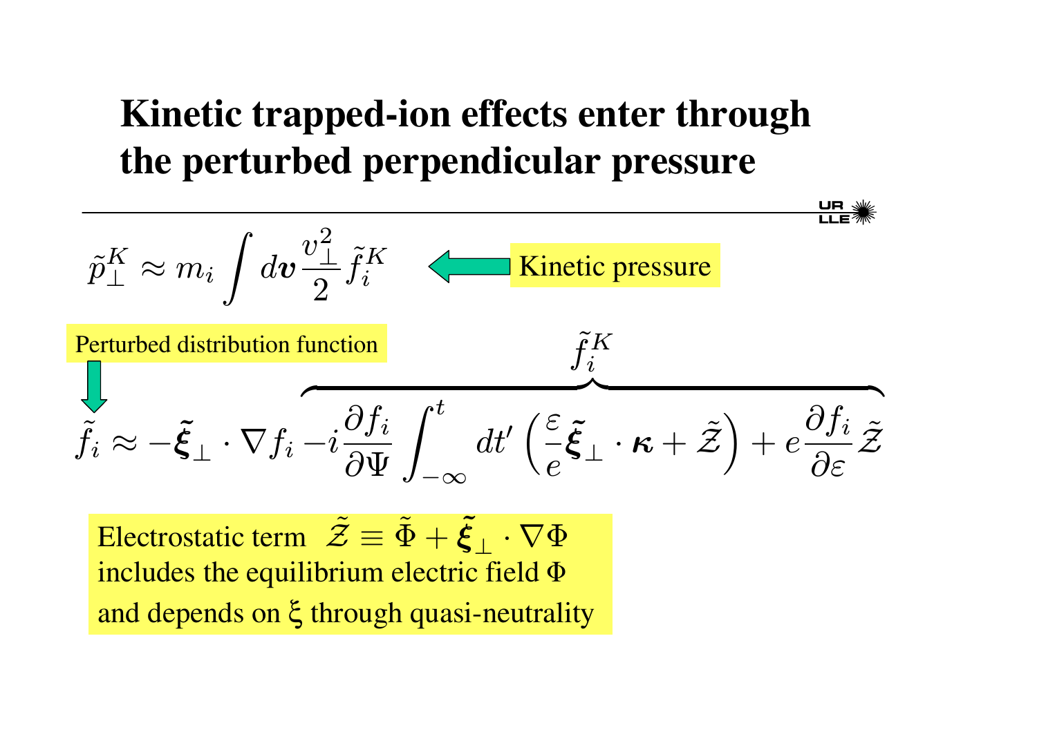# Kinetic trapped-ion effects enter through the perturbed perpendicular pressure

$$\tilde{p}_\perp^K \approx m_i \int d\boldsymbol{v} \frac{v_\perp^2}{2} \tilde{f}_i^K$$

Kinetic pressure

Perturbed distribution function

$$\tilde{f}_i \approx -\tilde{\boldsymbol{\xi}}_\perp \cdot \nabla f_i \overbrace{- i \frac{\partial f_i}{\partial \Psi} \int_{-\infty}^{t} dt' \left( \frac{\varepsilon}{e} \tilde{\boldsymbol{\xi}}_\perp \cdot \boldsymbol{\kappa} + \tilde{\mathcal{Z}} \right) + e \frac{\partial f_i}{\partial \varepsilon} \tilde{\mathcal{Z}}}^{\tilde{f}_i^K}$$

Electrostatic term $\tilde{\mathcal{Z}} \equiv \tilde{\Phi} + \tilde{\boldsymbol{\xi}}_\perp \cdot \nabla \Phi$ includes the equilibrium electric field $\Phi$ and depends on $\xi$ through quasi-neutrality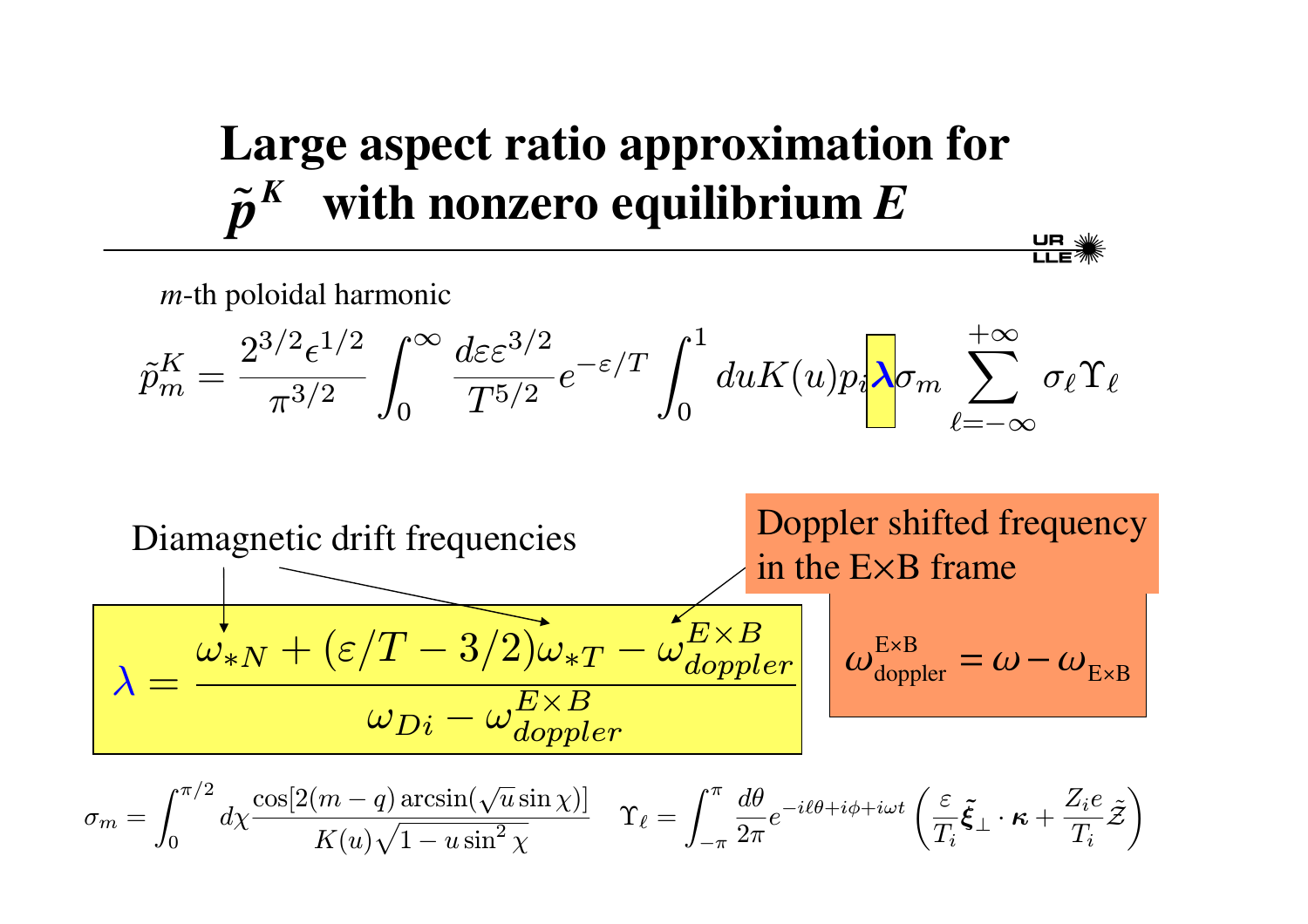# Large aspect ratio approximation for $\tilde{p}^K$ with nonzero equilibrium $E$

$m$-th poloidal harmonic

$$\tilde{p}^K_m = \frac{2^{3/2}\epsilon^{1/2}}{\pi^{3/2}} \int_0^\infty \frac{d\varepsilon \varepsilon^{3/2}}{T^{5/2}} e^{-\varepsilon/T} \int_0^1 du K(u) p_i \lambda \sigma_m \sum_{\ell=-\infty}^{+\infty} \sigma_\ell \Upsilon_\ell$$

Diamagnetic drift frequencies

Doppler shifted frequency in the E×B frame

$$\lambda = \frac{\omega_{*N} + (\varepsilon/T - 3/2)\omega_{*T} - \omega^{E\times B}_{doppler}}{\omega_{Di} - \omega^{E\times B}_{doppler}}$$

$$\omega^{\mathrm{E\times B}}_{\mathrm{doppler}} = \omega - \omega_{\mathrm{E\times B}}$$

$$\sigma_m = \int_0^{\pi/2} d\chi \frac{\cos[2(m-q)\arcsin(\sqrt{u}\sin\chi)]}{K(u)\sqrt{1-u\sin^2\chi}} \quad \Upsilon_\ell = \int_{-\pi}^{\pi} \frac{d\theta}{2\pi} e^{-i\ell\theta + i\phi + i\omega t} \left(\frac{\varepsilon}{T_i}\tilde{\boldsymbol{\xi}}_\perp \cdot \boldsymbol{\kappa} + \frac{Z_i e}{T_i}\tilde{\mathcal{Z}}\right)$$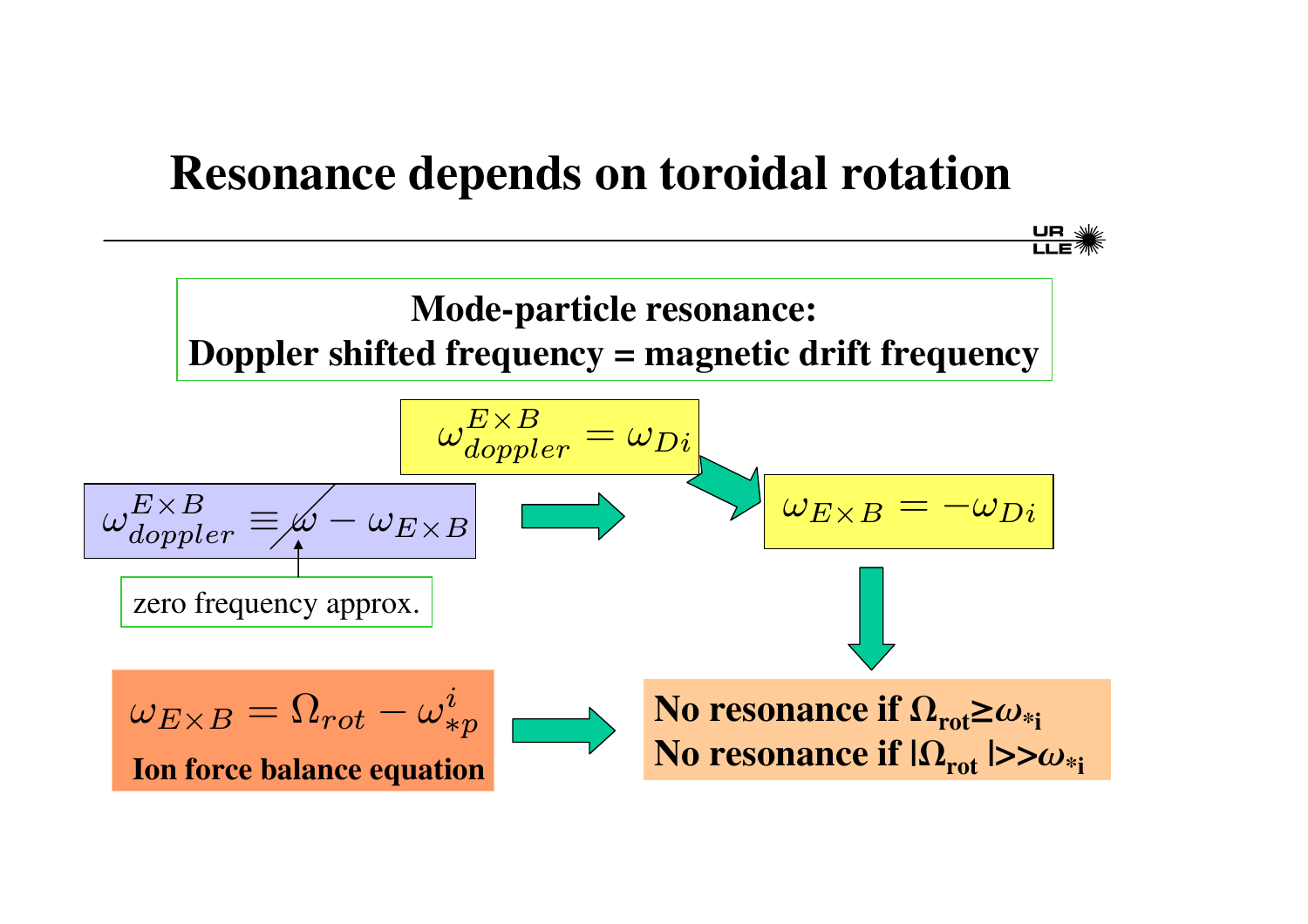# Resonance depends on toroidal rotation

**Mode-particle resonance:**
**Doppler shifted frequency = magnetic drift frequency**

$$\omega_{doppler}^{E\times B} = \omega_{Di}$$

$$\omega_{doppler}^{E\times B} \equiv \not{\omega} - \omega_{E\times B}$$

zero frequency approx.

$$\omega_{E\times B} = -\omega_{Di}$$

$$\omega_{E\times B} = \Omega_{rot} - \omega_{*p}^{i}$$

**Ion force balance equation**

**No resonance if $\Omega_{rot} \geq \omega_{*i}$**
**No resonance if $|\Omega_{rot}| >> \omega_{*i}$**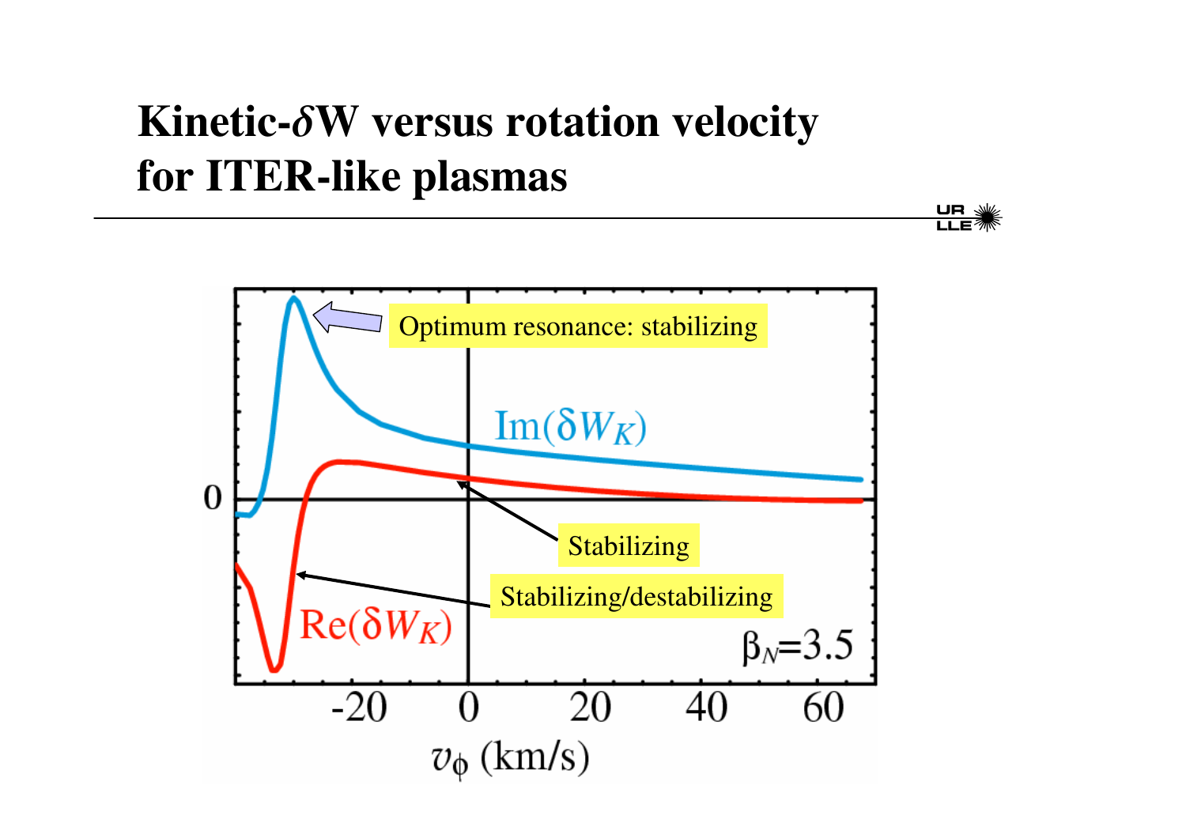# Kinetic-$\delta$W versus rotation velocity for ITER-like plasmas

Optimum resonance: stabilizing

$\mathrm{Im}(\delta W_K)$

$\mathrm{Re}(\delta W_K)$

Stabilizing

Stabilizing/destabilizing

$\beta_N$=3.5

0

-20 0 20 40 60

$v_\phi$ (km/s)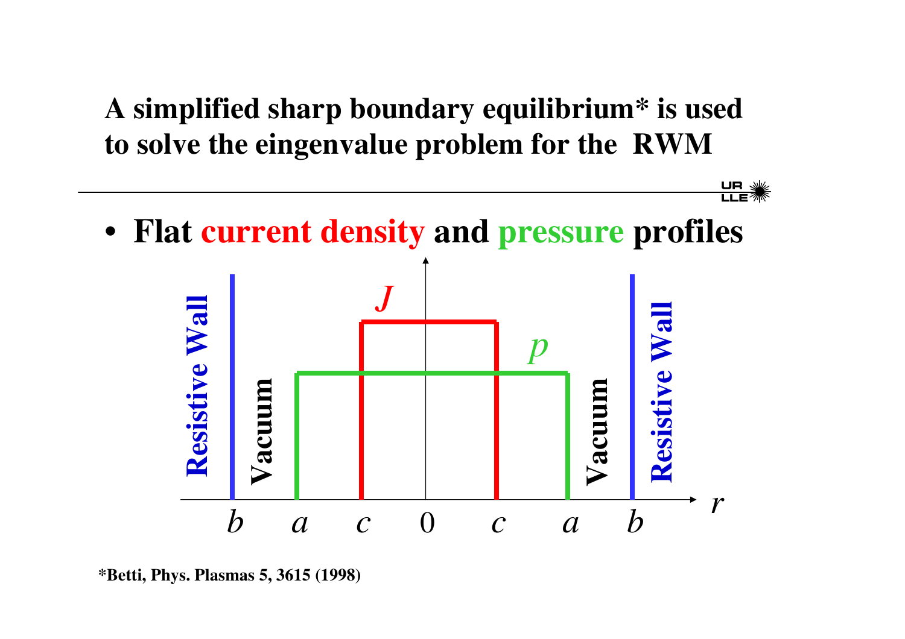# A simplified sharp boundary equilibrium* is used to solve the eingenvalue problem for the RWM

- **Flat current density and pressure profiles**

*Betti, Phys. Plasmas 5, 3615 (1998)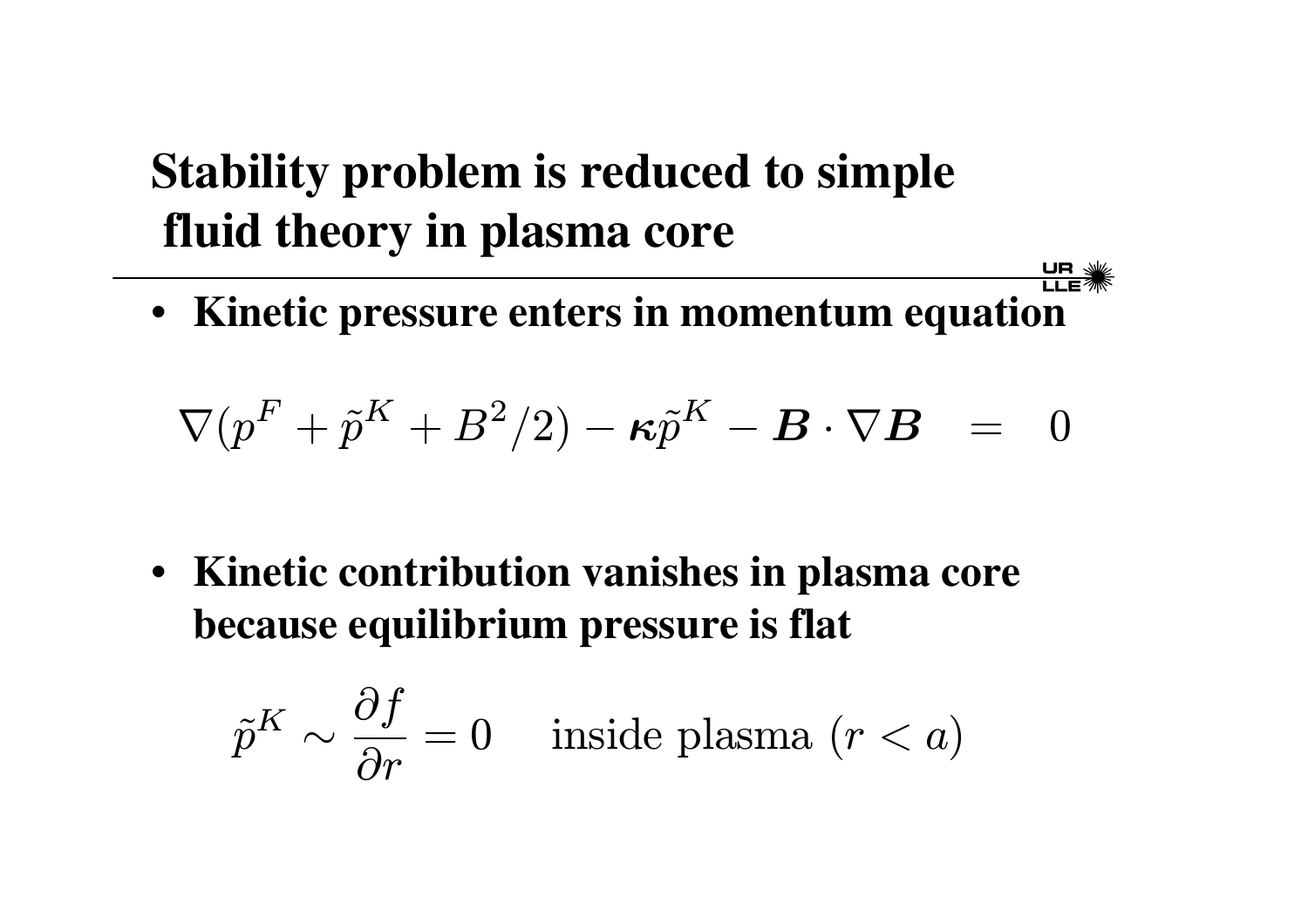# Stability problem is reduced to simple fluid theory in plasma core

- **Kinetic pressure enters in momentum equation**

$$\nabla(p^F + \tilde{p}^K + B^2/2) - \boldsymbol{\kappa}\tilde{p}^K - \boldsymbol{B}\cdot\nabla\boldsymbol{B} \quad = \quad 0$$

- **Kinetic contribution vanishes in plasma core because equilibrium pressure is flat**

$$\tilde{p}^K \sim \frac{\partial f}{\partial r} = 0 \quad \text{inside plasma } (r < a)$$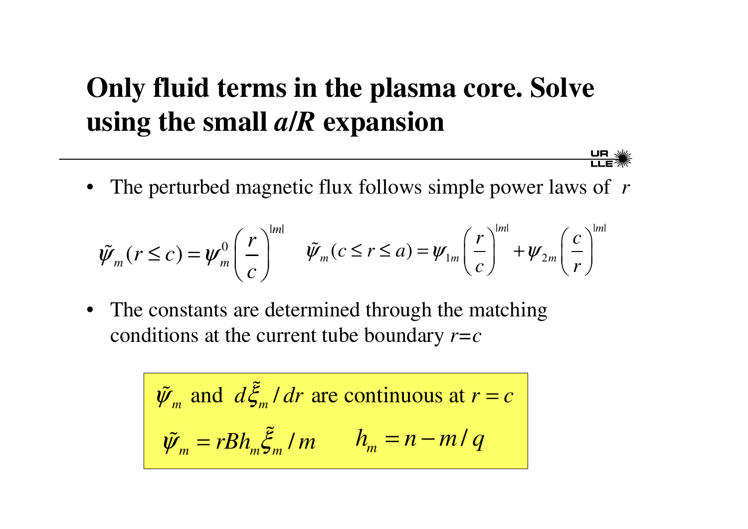# Only fluid terms in the plasma core. Solve using the small *a/R* expansion

- The perturbed magnetic flux follows simple power laws of $r$

$$\tilde{\psi}_m(r \le c) = \psi_m^0 \left(\frac{r}{c}\right)^{|m|} \qquad \tilde{\psi}_m(c \le r \le a) = \psi_{1m}\left(\frac{r}{c}\right)^{|m|} + \psi_{2m}\left(\frac{c}{r}\right)^{|m|}$$

- The constants are determined through the matching conditions at the current tube boundary $r=c$

$$\tilde{\psi}_m \text{ and } d\tilde{\xi}_m / dr \text{ are continuous at } r = c$$

$$\tilde{\psi}_m = rBh_m\tilde{\xi}_m / m \qquad h_m = n - m/q$$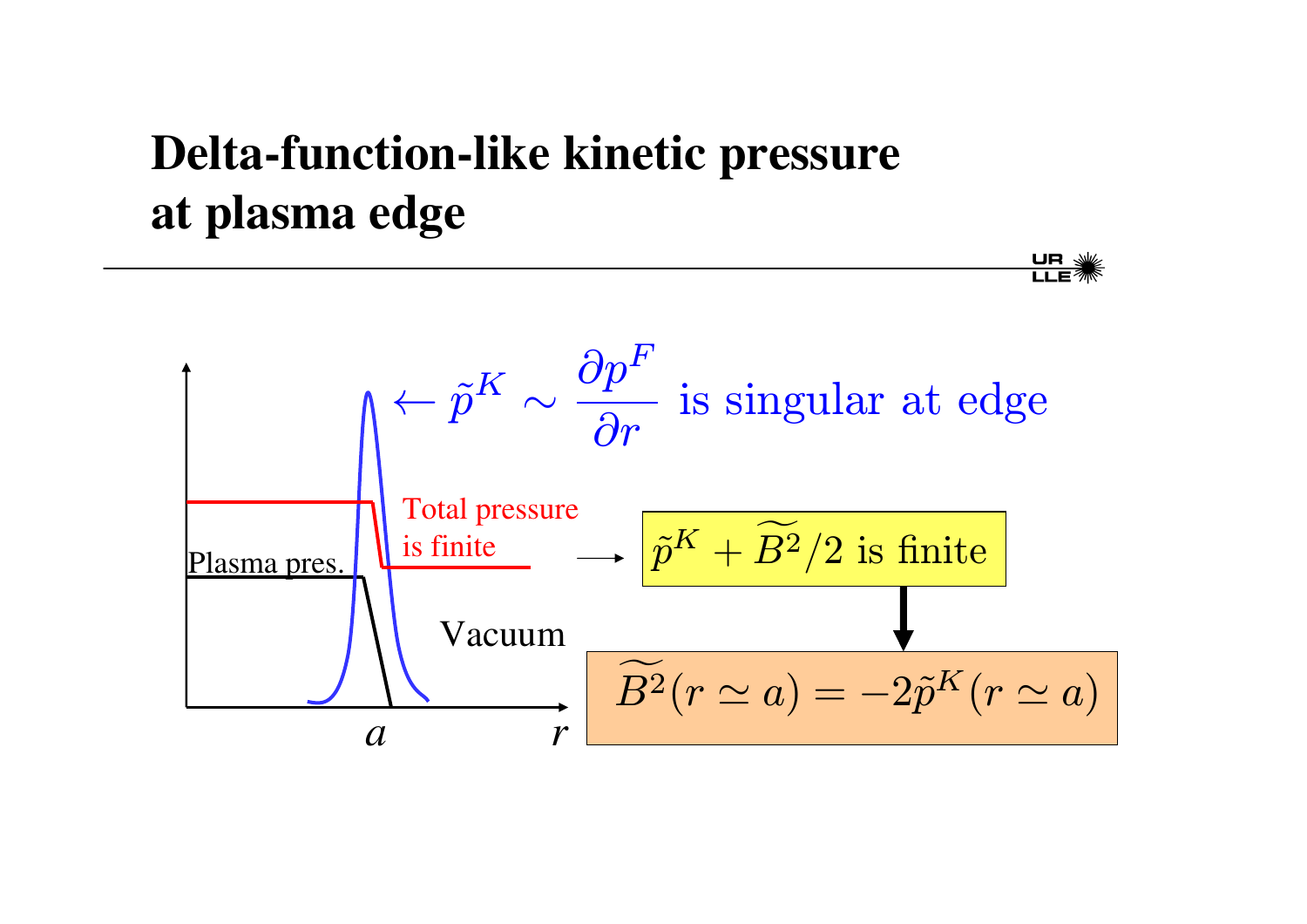# Delta-function-like kinetic pressure at plasma edge

$\leftarrow \tilde{p}^K \sim \dfrac{\partial p^F}{\partial r}$ is singular at edge

Total pressure is finite

Plasma pres.

Vacuum

$a$

$r$

$\longrightarrow$ $\tilde{p}^K + \widetilde{B^2}/2$ is finite

$$\widetilde{B^2}(r \simeq a) = -2\tilde{p}^K(r \simeq a)$$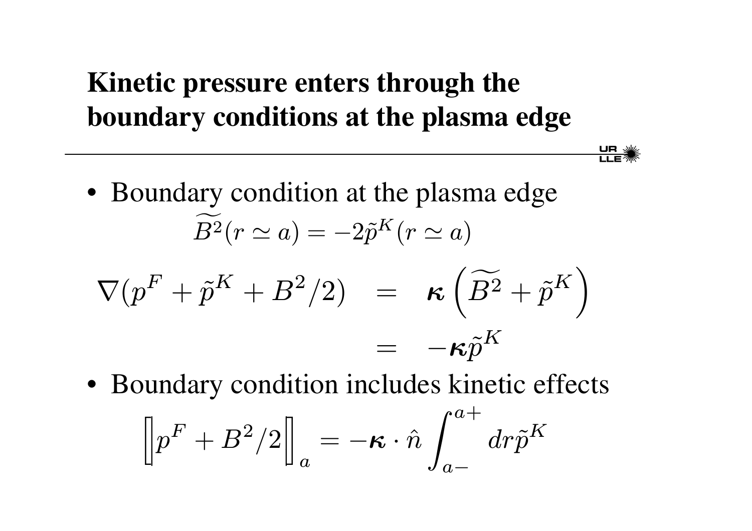# Kinetic pressure enters through the boundary conditions at the plasma edge

- Boundary condition at the plasma edge

$$\widetilde{B^2}(r \simeq a) = -2\tilde{p}^K(r \simeq a)$$

$$\begin{aligned}
\nabla(p^F + \tilde{p}^K + B^2/2) &= \boldsymbol{\kappa}\left(\widetilde{B^2} + \tilde{p}^K\right) \\
&= -\boldsymbol{\kappa}\tilde{p}^K
\end{aligned}$$

- Boundary condition includes kinetic effects

$$\left[\!\left[ p^F + B^2/2 \right]\!\right]_a = -\boldsymbol{\kappa} \cdot \hat{n} \int_{a-}^{a+} dr \tilde{p}^K$$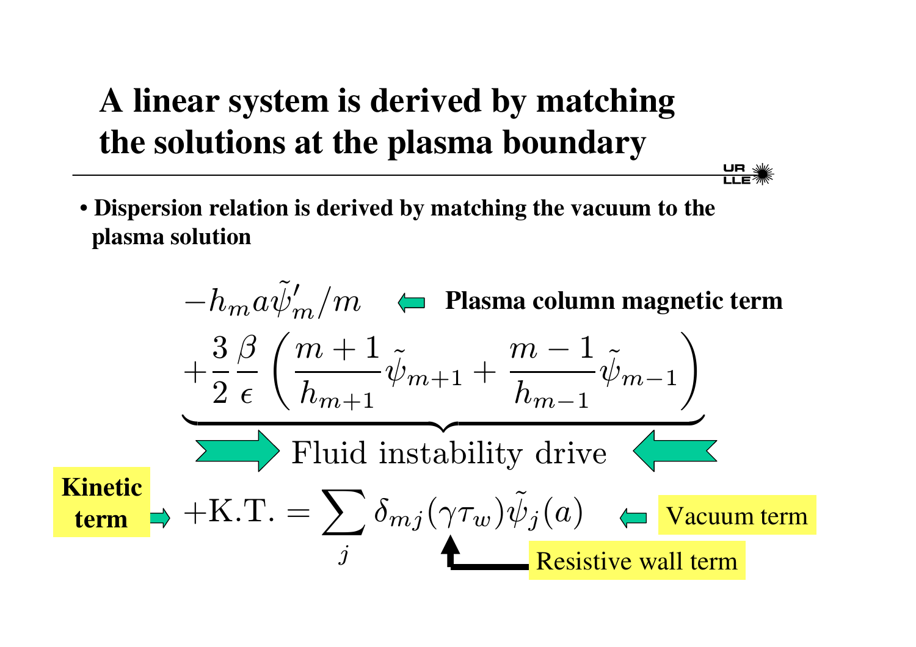# A linear system is derived by matching the solutions at the plasma boundary

- **Dispersion relation is derived by matching the vacuum to the plasma solution**

$$
\begin{aligned}
& -h_m a\tilde{\psi}'_m/m \quad \Leftarrow \textbf{ Plasma column magnetic term} \\
& \underbrace{+\frac{3}{2}\frac{\beta}{\epsilon}\left(\frac{m+1}{h_{m+1}}\tilde{\psi}_{m+1} + \frac{m-1}{h_{m-1}}\tilde{\psi}_{m-1}\right)}_{\text{Fluid instability drive}} \\
& +\text{K.T.} = \sum_j \delta_{mj}(\gamma\tau_w)\tilde{\psi}_j(a)
\end{aligned}
$$

**Kinetic term** → $+\text{K.T.}$

Vacuum term ← $\sum_j \delta_{mj}(\gamma\tau_w)\tilde{\psi}_j(a)$

Resistive wall term → $(\gamma\tau_w)$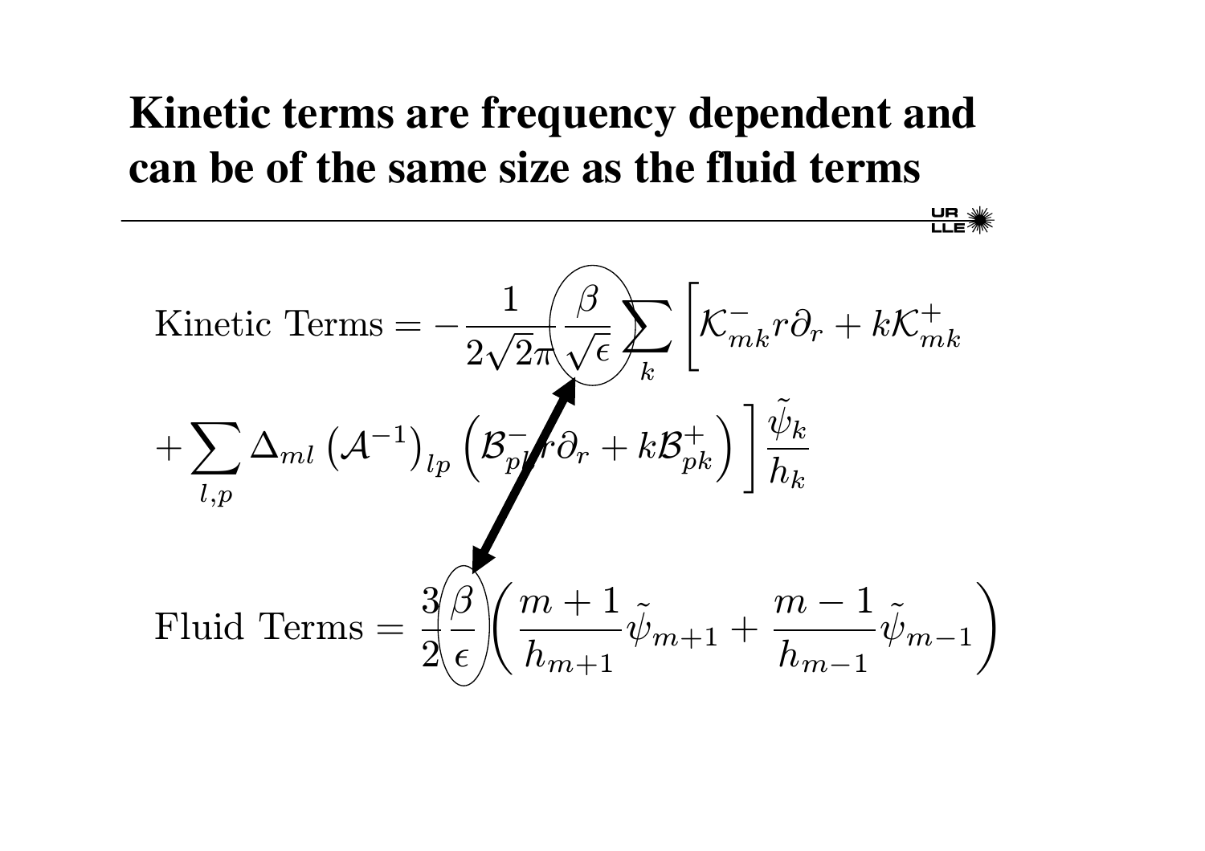# Kinetic terms are frequency dependent and can be of the same size as the fluid terms

$$
\text{Kinetic Terms} = -\frac{1}{2\sqrt{2}\pi}\frac{\beta}{\sqrt{\epsilon}}\sum_k \left[\mathcal{K}^-_{mk} r\partial_r + k\mathcal{K}^+_{mk} + \sum_{l,p}\Delta_{ml}\left(\mathcal{A}^{-1}\right)_{lp}\left(\mathcal{B}^-_{pk} r\partial_r + k\mathcal{B}^+_{pk}\right)\right]\frac{\tilde{\psi}_k}{h_k}
$$

$$
\text{Fluid Terms} = \frac{3}{2}\frac{\beta}{\epsilon}\left(\frac{m+1}{h_{m+1}}\tilde{\psi}_{m+1} + \frac{m-1}{h_{m-1}}\tilde{\psi}_{m-1}\right)
$$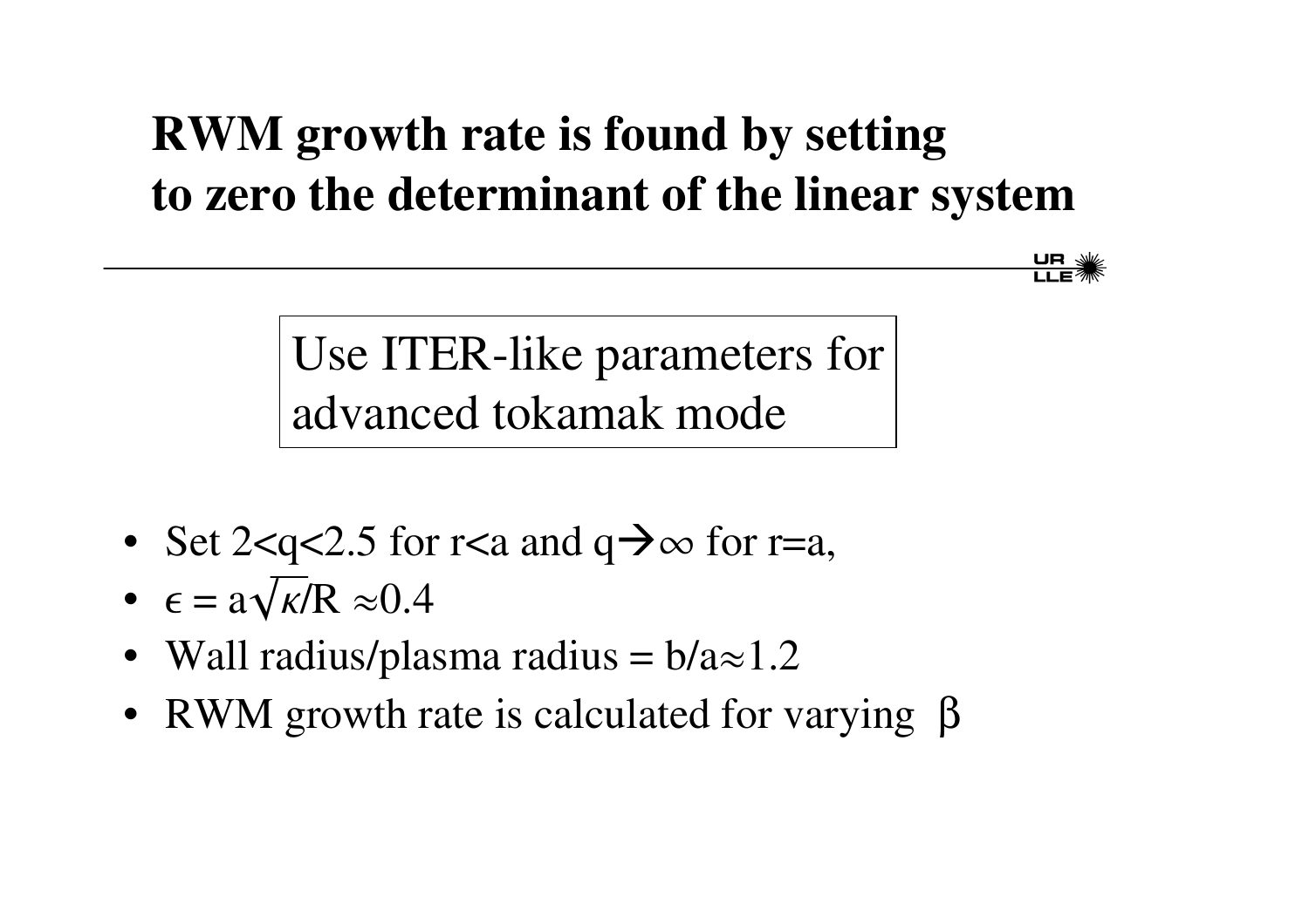# RWM growth rate is found by setting to zero the determinant of the linear system

Use ITER-like parameters for advanced tokamak mode

- Set $2<q<2.5$ for $r<a$ and $q \rightarrow \infty$ for $r=a$,
- $\epsilon = a\sqrt{\kappa}/R \approx 0.4$
- Wall radius/plasma radius = $b/a \approx 1.2$
- RWM growth rate is calculated for varying $\beta$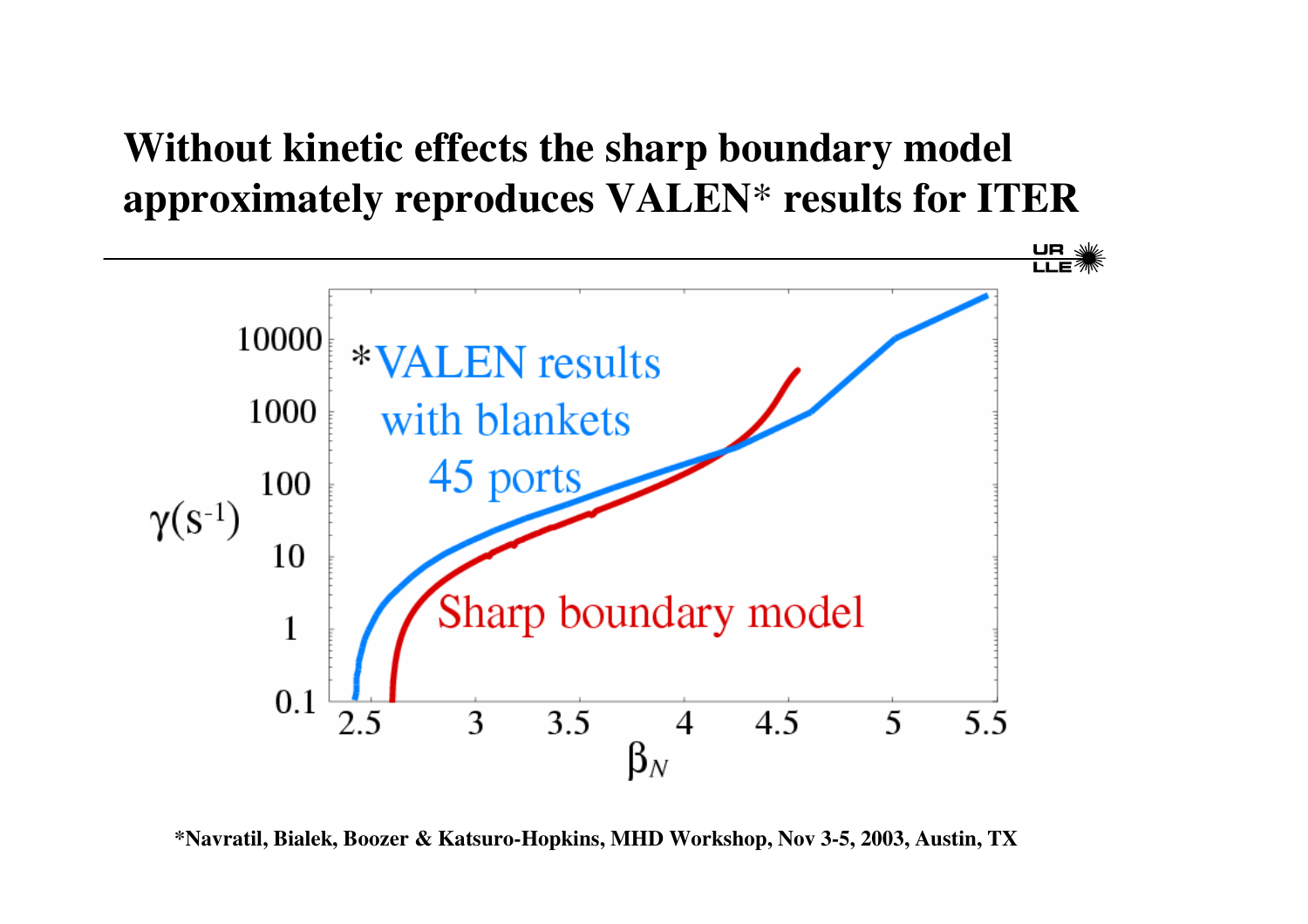# Without kinetic effects the sharp boundary model approximately reproduces VALEN* results for ITER

*Navratil, Bialek, Boozer & Katsuro-Hopkins, MHD Workshop, Nov 3-5, 2003, Austin, TX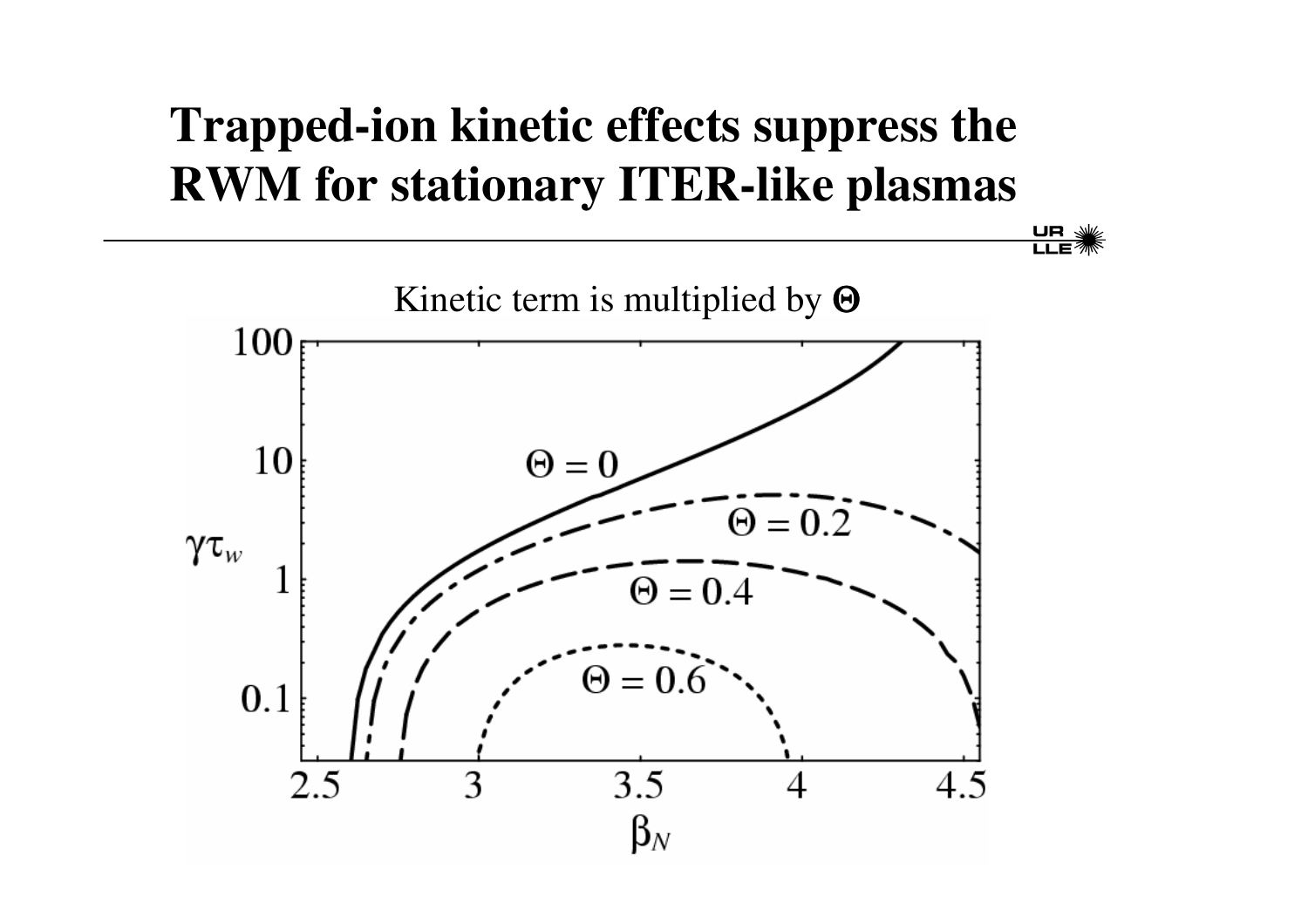# Trapped-ion kinetic effects suppress the RWM for stationary ITER-like plasmas

Kinetic term is multiplied by $\Theta$

| $\beta_N$ (range) | Curves shown |
|---|---|
| 2.5 – 4.5 | $\Theta = 0$, $\Theta = 0.2$, $\Theta = 0.4$, $\Theta = 0.6$ |

$\gamma\tau_w$ vs. $\beta_N$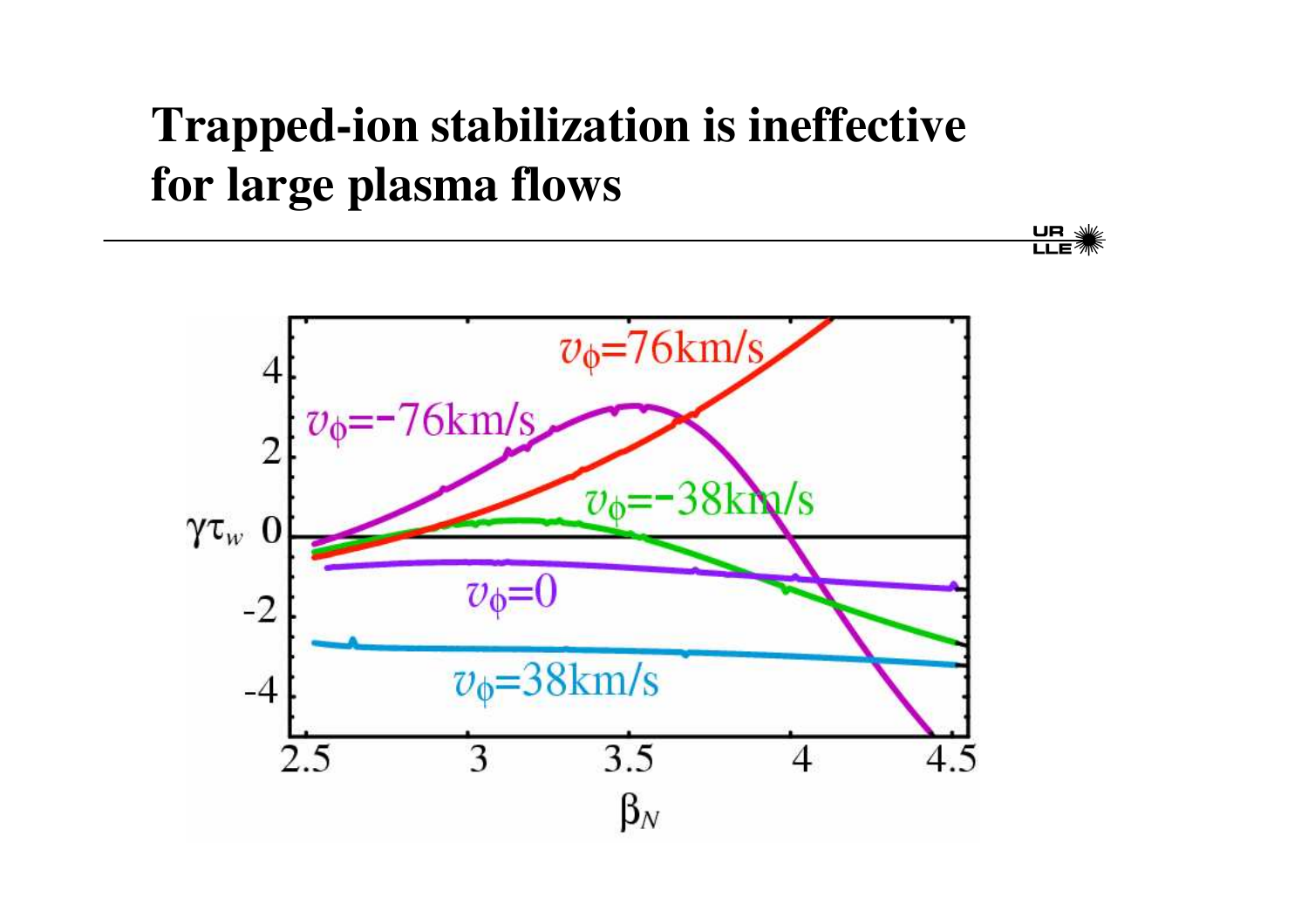# Trapped-ion stabilization is ineffective for large plasma flows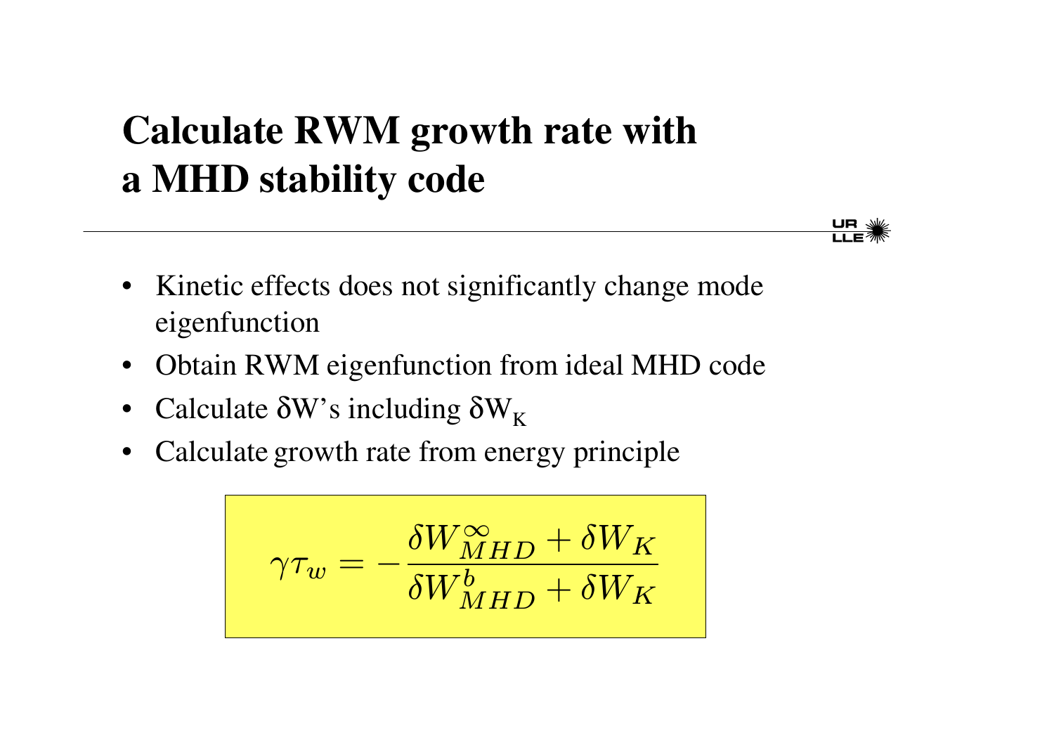# Calculate RWM growth rate with a MHD stability code

- Kinetic effects does not significantly change mode eigenfunction
- Obtain RWM eigenfunction from ideal MHD code
- Calculate $\delta W$'s including $\delta W_K$
- Calculate growth rate from energy principle

$$\gamma \tau_w = -\frac{\delta W_{MHD}^{\infty} + \delta W_K}{\delta W_{MHD}^{b} + \delta W_K}$$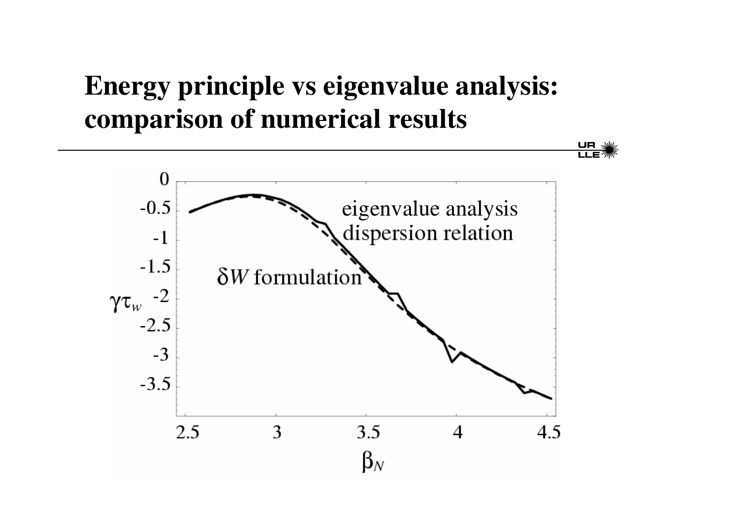# Energy principle vs eigenvalue analysis: comparison of numerical results

eigenvalue analysis dispersion relation

$\delta W$ formulation

$\gamma\tau_w$

$\beta_N$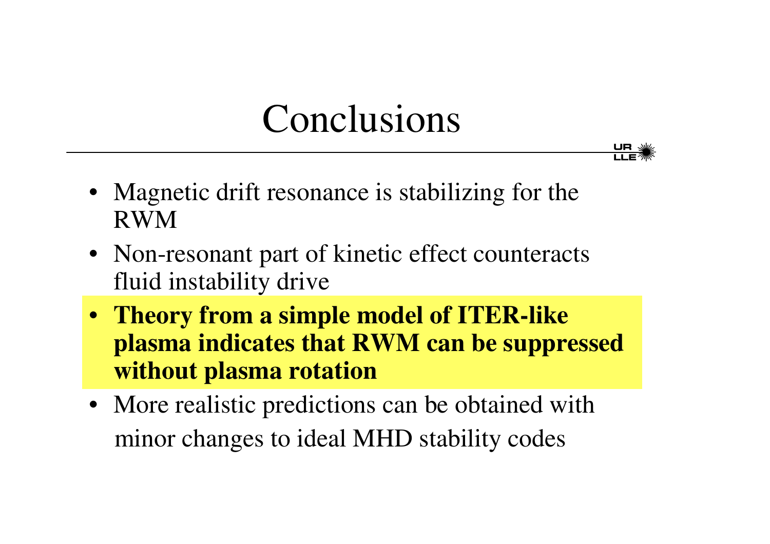# Conclusions

- Magnetic drift resonance is stabilizing for the RWM
- Non-resonant part of kinetic effect counteracts fluid instability drive
- **Theory from a simple model of ITER-like plasma indicates that RWM can be suppressed without plasma rotation**
- More realistic predictions can be obtained with minor changes to ideal MHD stability codes